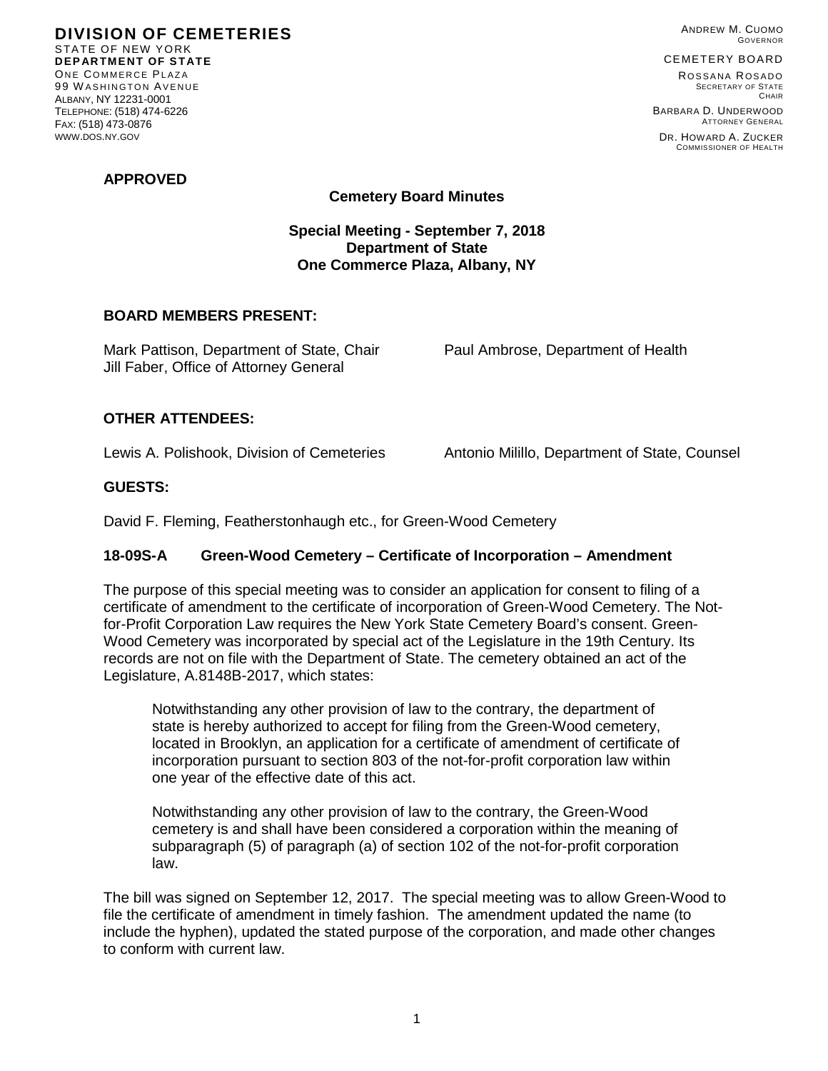**DIVISION OF CEMETERIES**
STATE OF NEW YORK
**DEPARTMENT OF STATE**
ONE COMMERCE PLAZA
99 WASHINGTON AVENUE
ALBANY, NY 12231-0001
TELEPHONE: (518) 474-6226
FAX: (518) 473-0876
WWW.DOS.NY.GOV

ANDREW M. CUOMO
GOVERNOR

CEMETERY BOARD

ROSSANA ROSADO
SECRETARY OF STATE
CHAIR

BARBARA D. UNDERWOOD
ATTORNEY GENERAL

DR. HOWARD A. ZUCKER
COMMISSIONER OF HEALTH

**APPROVED**

**Cemetery Board Minutes**

**Special Meeting - September 7, 2018**
**Department of State**
**One Commerce Plaza, Albany, NY**

**BOARD MEMBERS PRESENT:**

Mark Pattison, Department of State, Chair
Paul Ambrose, Department of Health
Jill Faber, Office of Attorney General

**OTHER ATTENDEES:**

Lewis A. Polishook, Division of Cemeteries
Antonio Milillo, Department of State, Counsel

**GUESTS:**

David F. Fleming, Featherstonhaugh etc., for Green-Wood Cemetery

**18-09S-A Green-Wood Cemetery – Certificate of Incorporation – Amendment**

The purpose of this special meeting was to consider an application for consent to filing of a certificate of amendment to the certificate of incorporation of Green-Wood Cemetery. The Not-for-Profit Corporation Law requires the New York State Cemetery Board's consent. Green-Wood Cemetery was incorporated by special act of the Legislature in the 19th Century. Its records are not on file with the Department of State. The cemetery obtained an act of the Legislature, A.8148B-2017, which states:

> Notwithstanding any other provision of law to the contrary, the department of state is hereby authorized to accept for filing from the Green-Wood cemetery, located in Brooklyn, an application for a certificate of amendment of certificate of incorporation pursuant to section 803 of the not-for-profit corporation law within one year of the effective date of this act.
>
> Notwithstanding any other provision of law to the contrary, the Green-Wood cemetery is and shall have been considered a corporation within the meaning of subparagraph (5) of paragraph (a) of section 102 of the not-for-profit corporation law.

The bill was signed on September 12, 2017. The special meeting was to allow Green-Wood to file the certificate of amendment in timely fashion. The amendment updated the name (to include the hyphen), updated the stated purpose of the corporation, and made other changes to conform with current law.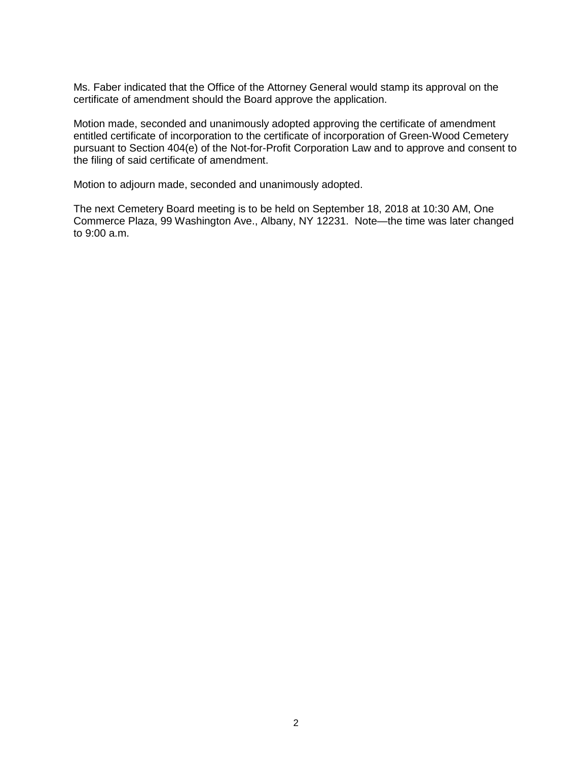Ms. Faber indicated that the Office of the Attorney General would stamp its approval on the certificate of amendment should the Board approve the application.

Motion made, seconded and unanimously adopted approving the certificate of amendment entitled certificate of incorporation to the certificate of incorporation of Green-Wood Cemetery pursuant to Section 404(e) of the Not-for-Profit Corporation Law and to approve and consent to the filing of said certificate of amendment.

Motion to adjourn made, seconded and unanimously adopted.

The next Cemetery Board meeting is to be held on September 18, 2018 at 10:30 AM, One Commerce Plaza, 99 Washington Ave., Albany, NY 12231. Note—the time was later changed to 9:00 a.m.